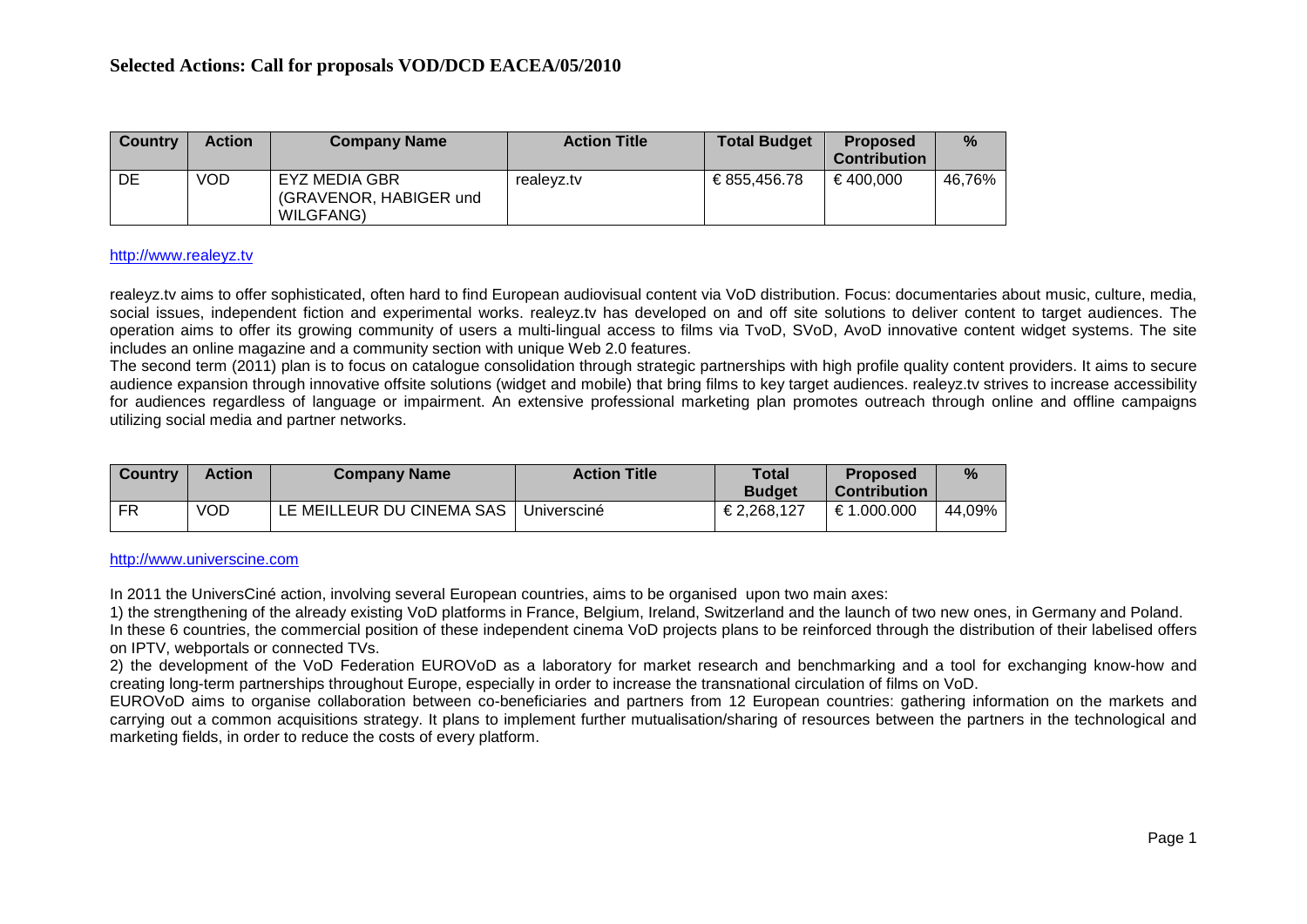# Selected Actions: Call for proposals VOD/DCD EACEA/05/2010

| Country | Action | Company Name | Action Title | Total Budget | Proposed Contribution | % |
|---|---|---|---|---|---|---|
| DE | VOD | EYZ MEDIA GBR (GRAVENOR, HABIGER und WILGFANG) | realeyz.tv | € 855,456.78 | € 400,000 | 46,76% |

http://www.realeyz.tv

realeyz.tv aims to offer sophisticated, often hard to find European audiovisual content via VoD distribution. Focus: documentaries about music, culture, media, social issues, independent fiction and experimental works. realeyz.tv has developed on and off site solutions to deliver content to target audiences. The operation aims to offer its growing community of users a multi-lingual access to films via TvoD, SVoD, AvoD innovative content widget systems. The site includes an online magazine and a community section with unique Web 2.0 features.

The second term (2011) plan is to focus on catalogue consolidation through strategic partnerships with high profile quality content providers. It aims to secure audience expansion through innovative offsite solutions (widget and mobile) that bring films to key target audiences. realeyz.tv strives to increase accessibility for audiences regardless of language or impairment. An extensive professional marketing plan promotes outreach through online and offline campaigns utilizing social media and partner networks.

| Country | Action | Company Name | Action Title | Total Budget | Proposed Contribution | % |
|---|---|---|---|---|---|---|
| FR | VOD | LE MEILLEUR DU CINEMA SAS | Universciné | € 2,268,127 | € 1.000.000 | 44,09% |

http://www.universcine.com

In 2011 the UniversCiné action, involving several European countries, aims to be organised upon two main axes:

1) the strengthening of the already existing VoD platforms in France, Belgium, Ireland, Switzerland and the launch of two new ones, in Germany and Poland.

In these 6 countries, the commercial position of these independent cinema VoD projects plans to be reinforced through the distribution of their labelised offers on IPTV, webportals or connected TVs.

2) the development of the VoD Federation EUROVoD as a laboratory for market research and benchmarking and a tool for exchanging know-how and creating long-term partnerships throughout Europe, especially in order to increase the transnational circulation of films on VoD.

EUROVoD aims to organise collaboration between co-beneficiaries and partners from 12 European countries: gathering information on the markets and carrying out a common acquisitions strategy. It plans to implement further mutualisation/sharing of resources between the partners in the technological and marketing fields, in order to reduce the costs of every platform.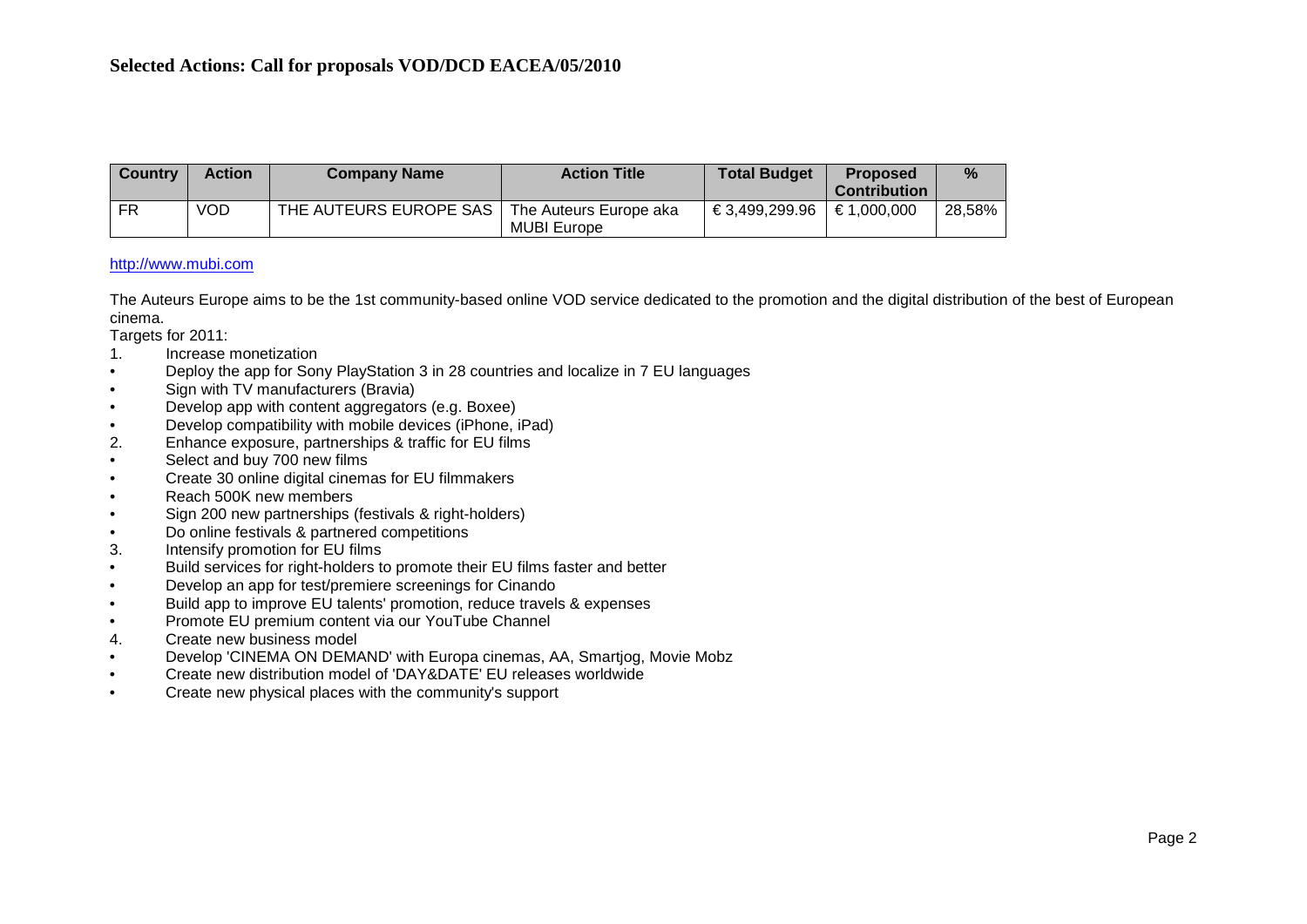# Selected Actions: Call for proposals VOD/DCD EACEA/05/2010

| Country | Action | Company Name | Action Title | Total Budget | Proposed Contribution | % |
|---|---|---|---|---|---|---|
| FR | VOD | THE AUTEURS EUROPE SAS | The Auteurs Europe aka MUBI Europe | € 3,499,299.96 | € 1,000,000 | 28,58% |

http://www.mubi.com

The Auteurs Europe aims to be the 1st community-based online VOD service dedicated to the promotion and the digital distribution of the best of European cinema.

Targets for 2011:

1. Increase monetization
- Deploy the app for Sony PlayStation 3 in 28 countries and localize in 7 EU languages
- Sign with TV manufacturers (Bravia)
- Develop app with content aggregators (e.g. Boxee)
- Develop compatibility with mobile devices (iPhone, iPad)

2. Enhance exposure, partnerships & traffic for EU films
- Select and buy 700 new films
- Create 30 online digital cinemas for EU filmmakers
- Reach 500K new members
- Sign 200 new partnerships (festivals & right-holders)
- Do online festivals & partnered competitions

3. Intensify promotion for EU films
- Build services for right-holders to promote their EU films faster and better
- Develop an app for test/premiere screenings for Cinando
- Build app to improve EU talents' promotion, reduce travels & expenses
- Promote EU premium content via our YouTube Channel

4. Create new business model
- Develop 'CINEMA ON DEMAND' with Europa cinemas, AA, Smartjog, Movie Mobz
- Create new distribution model of 'DAY&DATE' EU releases worldwide
- Create new physical places with the community's support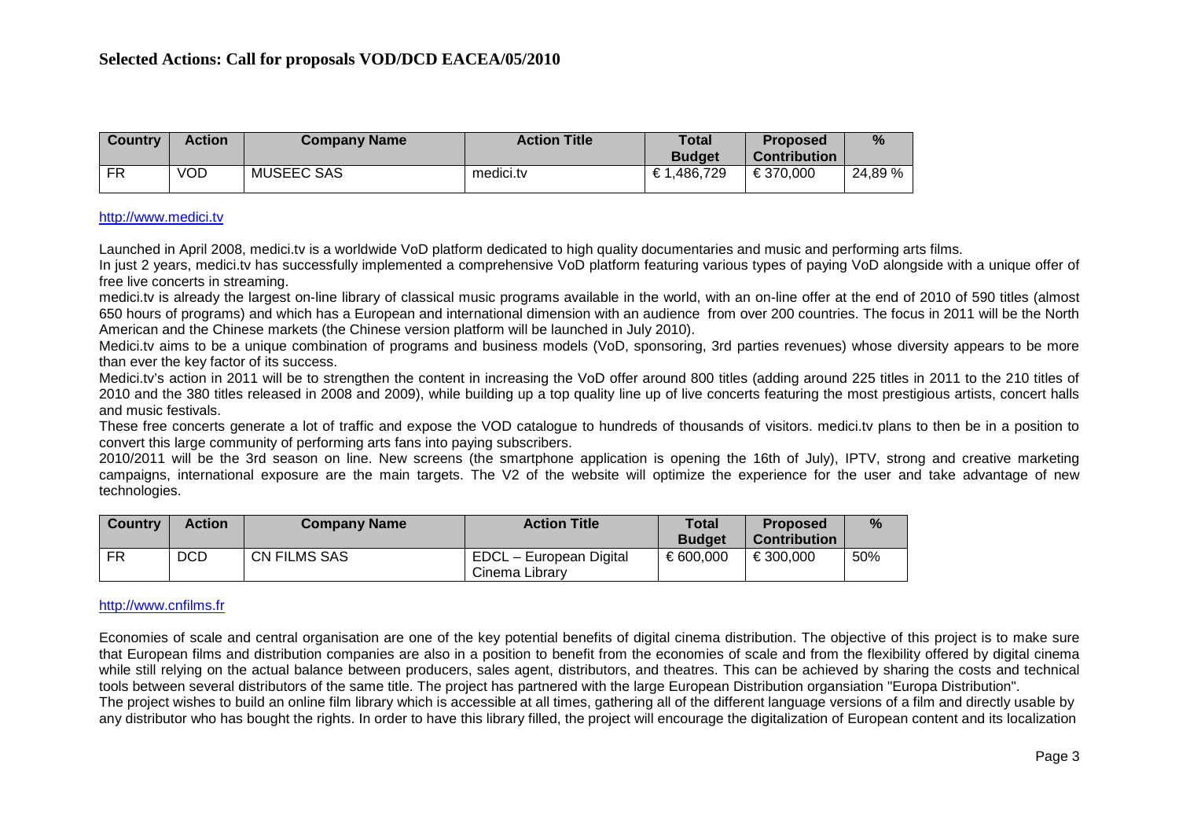**Selected Actions: Call for proposals VOD/DCD EACEA/05/2010**

| Country | Action | Company Name | Action Title | Total Budget | Proposed Contribution | % |
|---|---|---|---|---|---|---|
| FR | VOD | MUSEEC SAS | medici.tv | € 1,486,729 | € 370,000 | 24,89 % |

http://www.medici.tv

Launched in April 2008, medici.tv is a worldwide VoD platform dedicated to high quality documentaries and music and performing arts films.

In just 2 years, medici.tv has successfully implemented a comprehensive VoD platform featuring various types of paying VoD alongside with a unique offer of free live concerts in streaming.

medici.tv is already the largest on-line library of classical music programs available in the world, with an on-line offer at the end of 2010 of 590 titles (almost 650 hours of programs) and which has a European and international dimension with an audience from over 200 countries. The focus in 2011 will be the North American and the Chinese markets (the Chinese version platform will be launched in July 2010).

Medici.tv aims to be a unique combination of programs and business models (VoD, sponsoring, 3rd parties revenues) whose diversity appears to be more than ever the key factor of its success.

Medici.tv's action in 2011 will be to strengthen the content in increasing the VoD offer around 800 titles (adding around 225 titles in 2011 to the 210 titles of 2010 and the 380 titles released in 2008 and 2009), while building up a top quality line up of live concerts featuring the most prestigious artists, concert halls and music festivals.

These free concerts generate a lot of traffic and expose the VOD catalogue to hundreds of thousands of visitors. medici.tv plans to then be in a position to convert this large community of performing arts fans into paying subscribers.

2010/2011 will be the 3rd season on line. New screens (the smartphone application is opening the 16th of July), IPTV, strong and creative marketing campaigns, international exposure are the main targets. The V2 of the website will optimize the experience for the user and take advantage of new technologies.

| Country | Action | Company Name | Action Title | Total Budget | Proposed Contribution | % |
|---|---|---|---|---|---|---|
| FR | DCD | CN FILMS SAS | EDCL – European Digital Cinema Library | € 600,000 | € 300,000 | 50% |

http://www.cnfilms.fr

Economies of scale and central organisation are one of the key potential benefits of digital cinema distribution. The objective of this project is to make sure that European films and distribution companies are also in a position to benefit from the economies of scale and from the flexibility offered by digital cinema while still relying on the actual balance between producers, sales agent, distributors, and theatres. This can be achieved by sharing the costs and technical tools between several distributors of the same title. The project has partnered with the large European Distribution organsiation "Europa Distribution".

The project wishes to build an online film library which is accessible at all times, gathering all of the different language versions of a film and directly usable by any distributor who has bought the rights. In order to have this library filled, the project will encourage the digitalization of European content and its localization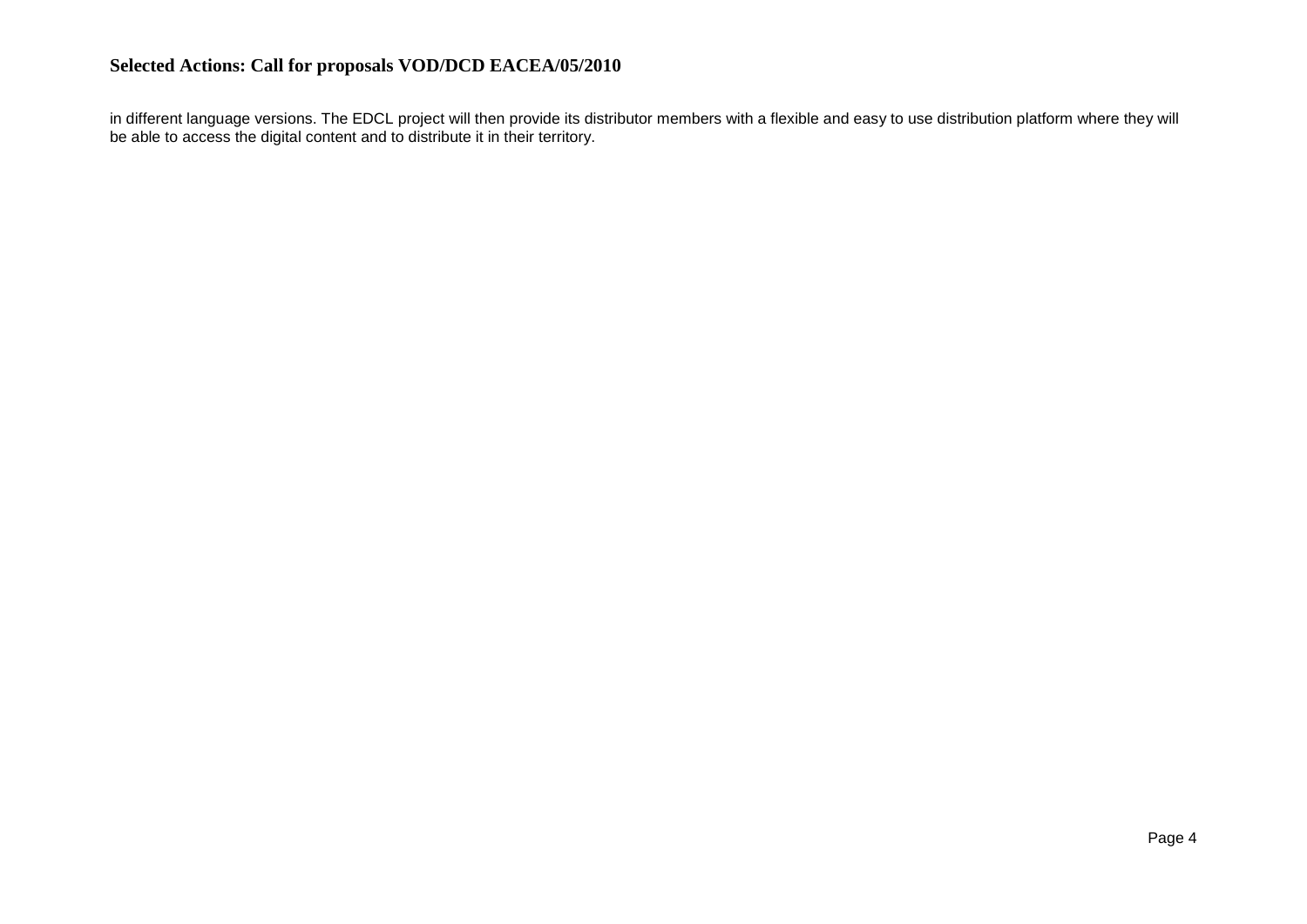in different language versions. The EDCL project will then provide its distributor members with a flexible and easy to use distribution platform where they will be able to access the digital content and to distribute it in their territory.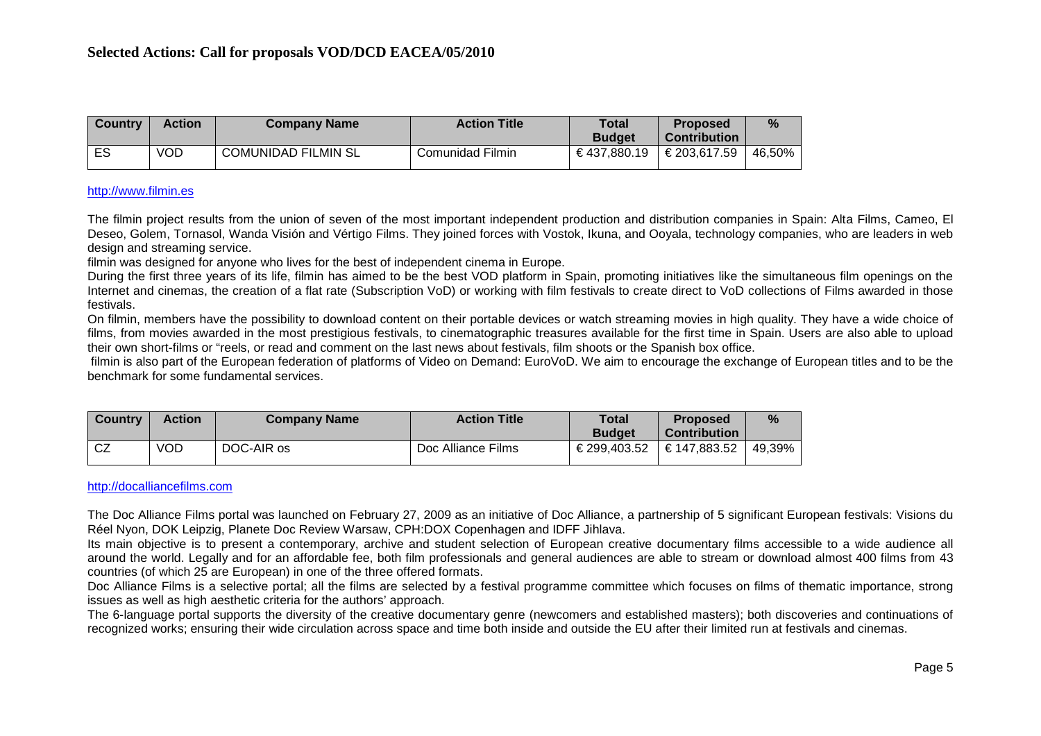## Selected Actions: Call for proposals VOD/DCD EACEA/05/2010

| Country | Action | Company Name | Action Title | Total Budget | Proposed Contribution | % |
|---|---|---|---|---|---|---|
| ES | VOD | COMUNIDAD FILMIN SL | Comunidad Filmin | € 437,880.19 | € 203,617.59 | 46,50% |

http://www.filmin.es

The filmin project results from the union of seven of the most important independent production and distribution companies in Spain: Alta Films, Cameo, El Deseo, Golem, Tornasol, Wanda Visión and Vértigo Films. They joined forces with Vostok, Ikuna, and Ooyala, technology companies, who are leaders in web design and streaming service.

filmin was designed for anyone who lives for the best of independent cinema in Europe.

During the first three years of its life, filmin has aimed to be the best VOD platform in Spain, promoting initiatives like the simultaneous film openings on the Internet and cinemas, the creation of a flat rate (Subscription VoD) or working with film festivals to create direct to VoD collections of Films awarded in those festivals.

On filmin, members have the possibility to download content on their portable devices or watch streaming movies in high quality. They have a wide choice of films, from movies awarded in the most prestigious festivals, to cinematographic treasures available for the first time in Spain. Users are also able to upload their own short-films or "reels, or read and comment on the last news about festivals, film shoots or the Spanish box office.

filmin is also part of the European federation of platforms of Video on Demand: EuroVoD. We aim to encourage the exchange of European titles and to be the benchmark for some fundamental services.

| Country | Action | Company Name | Action Title | Total Budget | Proposed Contribution | % |
|---|---|---|---|---|---|---|
| CZ | VOD | DOC-AIR os | Doc Alliance Films | € 299,403.52 | € 147,883.52 | 49,39% |

http://docalliancefilms.com

The Doc Alliance Films portal was launched on February 27, 2009 as an initiative of Doc Alliance, a partnership of 5 significant European festivals: Visions du Réel Nyon, DOK Leipzig, Planete Doc Review Warsaw, CPH:DOX Copenhagen and IDFF Jihlava.

Its main objective is to present a contemporary, archive and student selection of European creative documentary films accessible to a wide audience all around the world. Legally and for an affordable fee, both film professionals and general audiences are able to stream or download almost 400 films from 43 countries (of which 25 are European) in one of the three offered formats.

Doc Alliance Films is a selective portal; all the films are selected by a festival programme committee which focuses on films of thematic importance, strong issues as well as high aesthetic criteria for the authors' approach.

The 6-language portal supports the diversity of the creative documentary genre (newcomers and established masters); both discoveries and continuations of recognized works; ensuring their wide circulation across space and time both inside and outside the EU after their limited run at festivals and cinemas.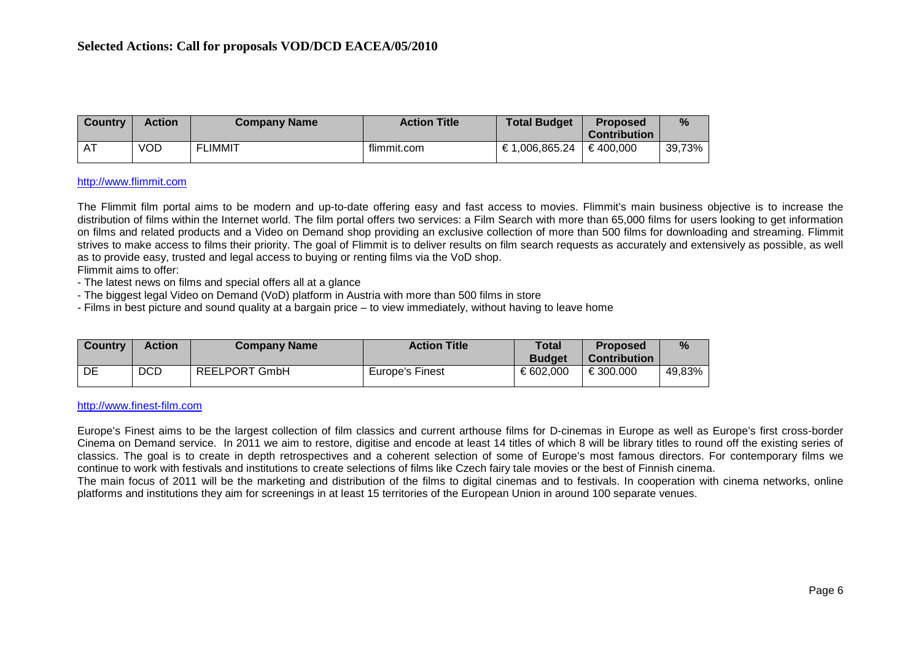## Selected Actions: Call for proposals VOD/DCD EACEA/05/2010

| Country | Action | Company Name | Action Title | Total Budget | Proposed Contribution | % |
|---|---|---|---|---|---|---|
| AT | VOD | FLIMMIT | flimmit.com | € 1,006,865.24 | € 400,000 | 39,73% |

http://www.flimmit.com

The Flimmit film portal aims to be modern and up-to-date offering easy and fast access to movies. Flimmit's main business objective is to increase the distribution of films within the Internet world. The film portal offers two services: a Film Search with more than 65,000 films for users looking to get information on films and related products and a Video on Demand shop providing an exclusive collection of more than 500 films for downloading and streaming. Flimmit strives to make access to films their priority. The goal of Flimmit is to deliver results on film search requests as accurately and extensively as possible, as well as to provide easy, trusted and legal access to buying or renting films via the VoD shop.
Flimmit aims to offer:

- The latest news on films and special offers all at a glance
- The biggest legal Video on Demand (VoD) platform in Austria with more than 500 films in store
- Films in best picture and sound quality at a bargain price – to view immediately, without having to leave home

| Country | Action | Company Name | Action Title | Total Budget | Proposed Contribution | % |
|---|---|---|---|---|---|---|
| DE | DCD | REELPORT GmbH | Europe's Finest | € 602,000 | € 300.000 | 49,83% |

http://www.finest-film.com

Europe's Finest aims to be the largest collection of film classics and current arthouse films for D-cinemas in Europe as well as Europe's first cross-border Cinema on Demand service. In 2011 we aim to restore, digitise and encode at least 14 titles of which 8 will be library titles to round off the existing series of classics. The goal is to create in depth retrospectives and a coherent selection of some of Europe's most famous directors. For contemporary films we continue to work with festivals and institutions to create selections of films like Czech fairy tale movies or the best of Finnish cinema.
The main focus of 2011 will be the marketing and distribution of the films to digital cinemas and to festivals. In cooperation with cinema networks, online platforms and institutions they aim for screenings in at least 15 territories of the European Union in around 100 separate venues.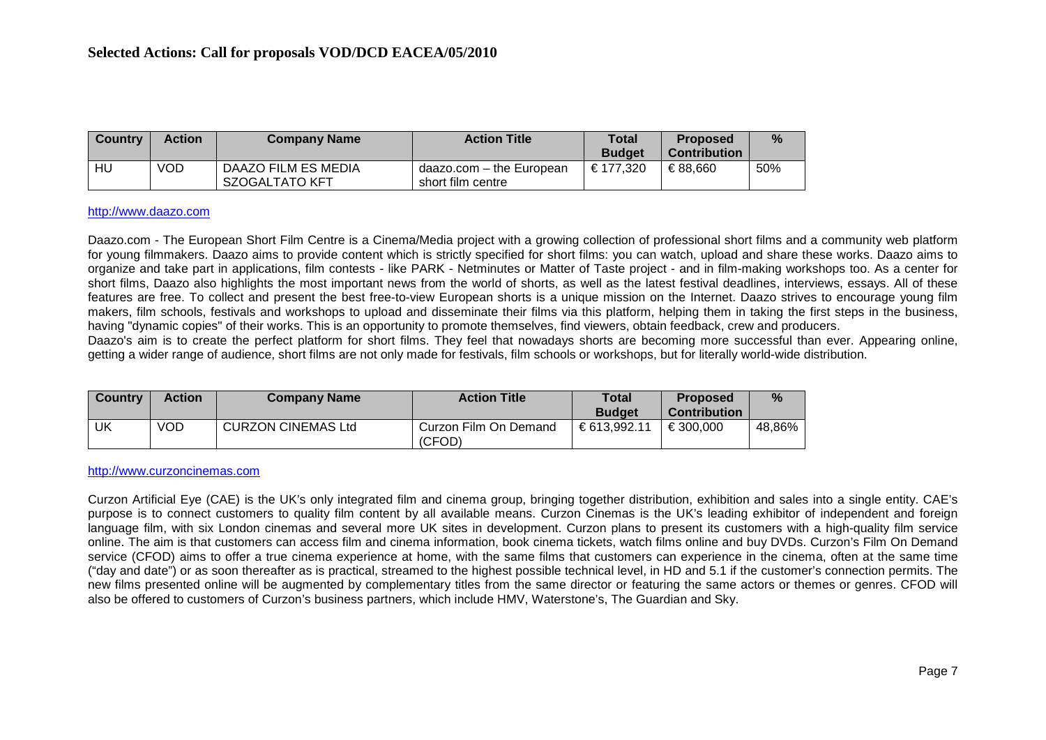## Selected Actions: Call for proposals VOD/DCD EACEA/05/2010

| Country | Action | Company Name | Action Title | Total Budget | Proposed Contribution | % |
|---|---|---|---|---|---|---|
| HU | VOD | DAAZO FILM ES MEDIA SZOGALTATO KFT | daazo.com – the European short film centre | € 177,320 | € 88,660 | 50% |

http://www.daazo.com

Daazo.com - The European Short Film Centre is a Cinema/Media project with a growing collection of professional short films and a community web platform for young filmmakers. Daazo aims to provide content which is strictly specified for short films: you can watch, upload and share these works. Daazo aims to organize and take part in applications, film contests - like PARK - Netminutes or Matter of Taste project - and in film-making workshops too. As a center for short films, Daazo also highlights the most important news from the world of shorts, as well as the latest festival deadlines, interviews, essays. All of these features are free. To collect and present the best free-to-view European shorts is a unique mission on the Internet. Daazo strives to encourage young film makers, film schools, festivals and workshops to upload and disseminate their films via this platform, helping them in taking the first steps in the business, having "dynamic copies" of their works. This is an opportunity to promote themselves, find viewers, obtain feedback, crew and producers.
Daazo's aim is to create the perfect platform for short films. They feel that nowadays shorts are becoming more successful than ever. Appearing online, getting a wider range of audience, short films are not only made for festivals, film schools or workshops, but for literally world-wide distribution.

| Country | Action | Company Name | Action Title | Total Budget | Proposed Contribution | % |
|---|---|---|---|---|---|---|
| UK | VOD | CURZON CINEMAS Ltd | Curzon Film On Demand (CFOD) | € 613,992.11 | € 300,000 | 48,86% |

http://www.curzoncinemas.com

Curzon Artificial Eye (CAE) is the UK's only integrated film and cinema group, bringing together distribution, exhibition and sales into a single entity. CAE's purpose is to connect customers to quality film content by all available means. Curzon Cinemas is the UK's leading exhibitor of independent and foreign language film, with six London cinemas and several more UK sites in development. Curzon plans to present its customers with a high-quality film service online. The aim is that customers can access film and cinema information, book cinema tickets, watch films online and buy DVDs. Curzon's Film On Demand service (CFOD) aims to offer a true cinema experience at home, with the same films that customers can experience in the cinema, often at the same time ("day and date") or as soon thereafter as is practical, streamed to the highest possible technical level, in HD and 5.1 if the customer's connection permits. The new films presented online will be augmented by complementary titles from the same director or featuring the same actors or themes or genres. CFOD will also be offered to customers of Curzon's business partners, which include HMV, Waterstone's, The Guardian and Sky.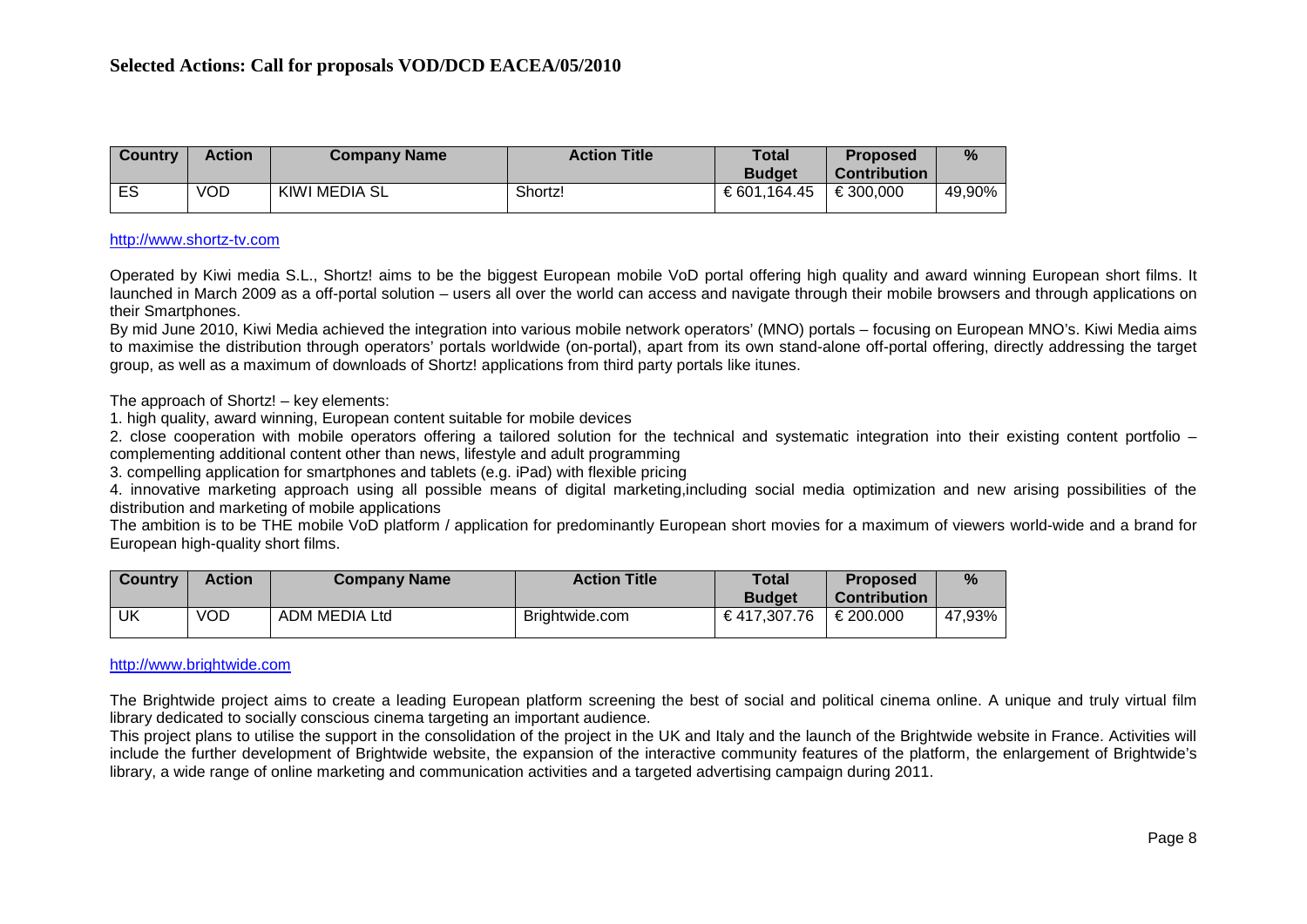## Selected Actions: Call for proposals VOD/DCD EACEA/05/2010

| Country | Action | Company Name | Action Title | Total Budget | Proposed Contribution | % |
|---|---|---|---|---|---|---|
| ES | VOD | KIWI MEDIA SL | Shortz! | € 601,164.45 | € 300,000 | 49,90% |

http://www.shortz-tv.com

Operated by Kiwi media S.L., Shortz! aims to be the biggest European mobile VoD portal offering high quality and award winning European short films. It launched in March 2009 as a off-portal solution – users all over the world can access and navigate through their mobile browsers and through applications on their Smartphones.

By mid June 2010, Kiwi Media achieved the integration into various mobile network operators' (MNO) portals – focusing on European MNO's. Kiwi Media aims to maximise the distribution through operators' portals worldwide (on-portal), apart from its own stand-alone off-portal offering, directly addressing the target group, as well as a maximum of downloads of Shortz! applications from third party portals like itunes.

The approach of Shortz! – key elements:

1. high quality, award winning, European content suitable for mobile devices
2. close cooperation with mobile operators offering a tailored solution for the technical and systematic integration into their existing content portfolio – complementing additional content other than news, lifestyle and adult programming
3. compelling application for smartphones and tablets (e.g. iPad) with flexible pricing
4. innovative marketing approach using all possible means of digital marketing,including social media optimization and new arising possibilities of the distribution and marketing of mobile applications

The ambition is to be THE mobile VoD platform / application for predominantly European short movies for a maximum of viewers world-wide and a brand for European high-quality short films.

| Country | Action | Company Name | Action Title | Total Budget | Proposed Contribution | % |
|---|---|---|---|---|---|---|
| UK | VOD | ADM MEDIA Ltd | Brightwide.com | € 417,307.76 | € 200.000 | 47,93% |

http://www.brightwide.com

The Brightwide project aims to create a leading European platform screening the best of social and political cinema online. A unique and truly virtual film library dedicated to socially conscious cinema targeting an important audience.

This project plans to utilise the support in the consolidation of the project in the UK and Italy and the launch of the Brightwide website in France. Activities will include the further development of Brightwide website, the expansion of the interactive community features of the platform, the enlargement of Brightwide's library, a wide range of online marketing and communication activities and a targeted advertising campaign during 2011.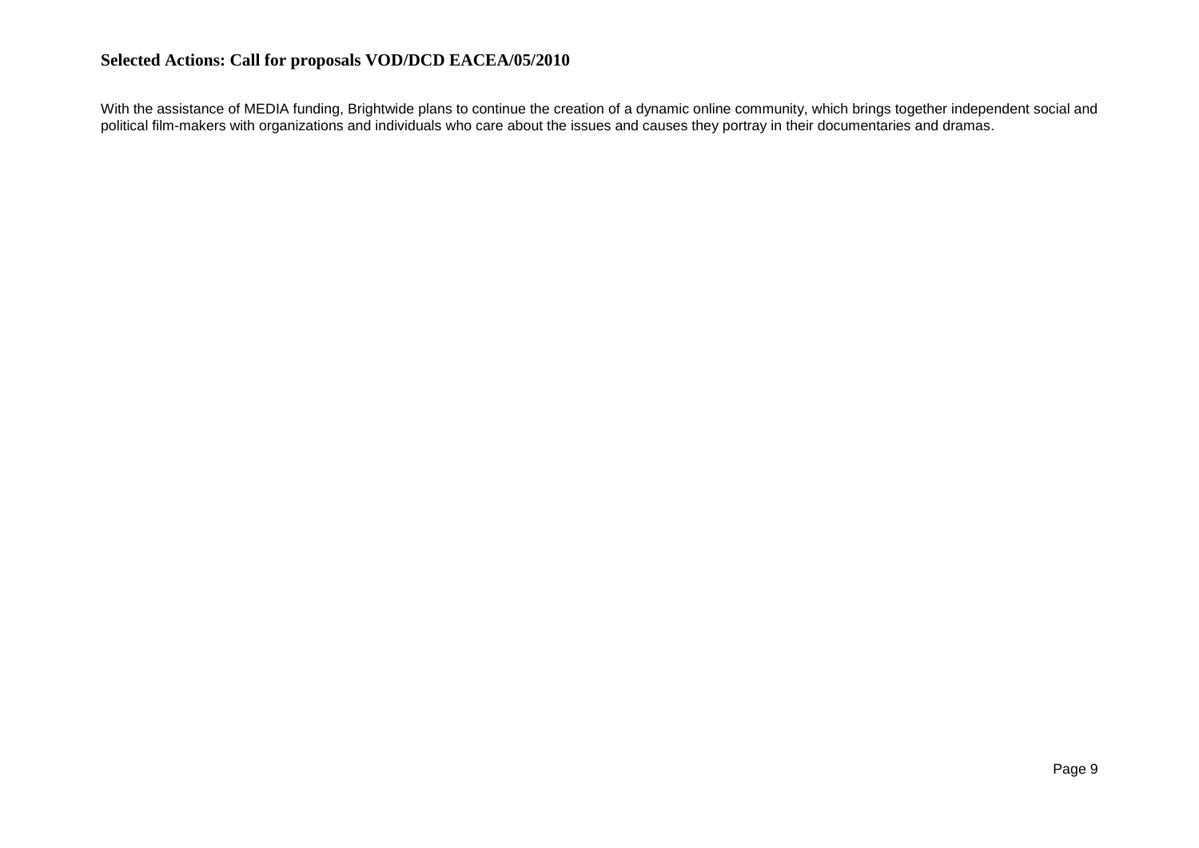**Selected Actions: Call for proposals VOD/DCD EACEA/05/2010**

With the assistance of MEDIA funding, Brightwide plans to continue the creation of a dynamic online community, which brings together independent social and political film-makers with organizations and individuals who care about the issues and causes they portray in their documentaries and dramas.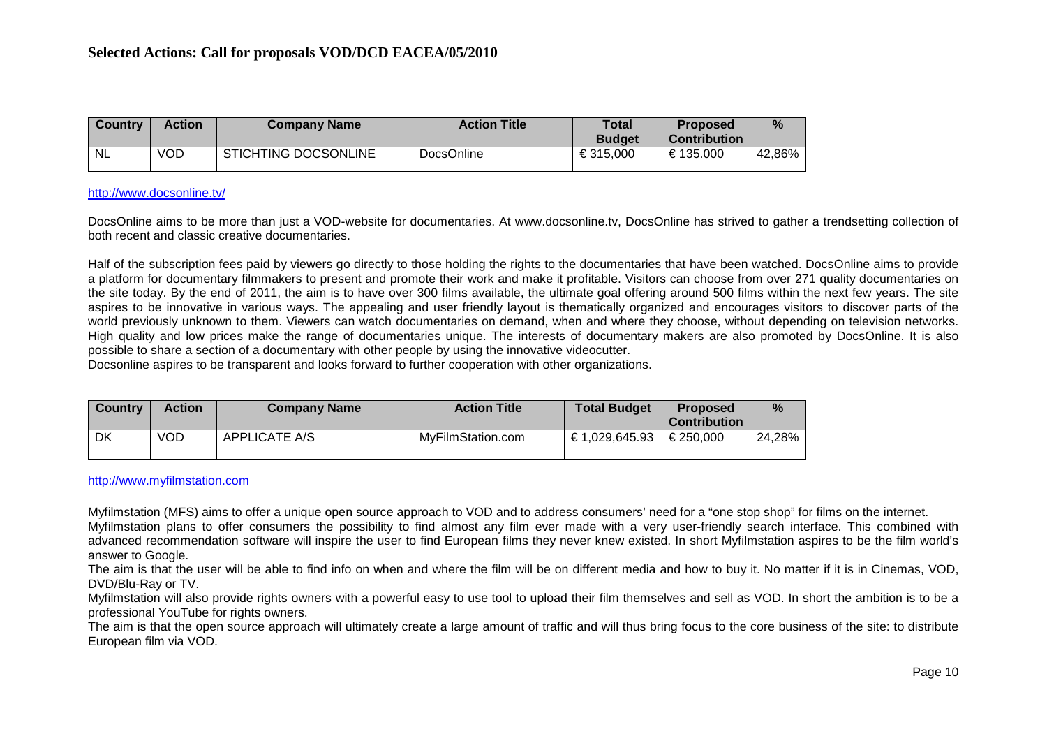## Selected Actions: Call for proposals VOD/DCD EACEA/05/2010

| Country | Action | Company Name | Action Title | Total Budget | Proposed Contribution | % |
|---|---|---|---|---|---|---|
| NL | VOD | STICHTING DOCSONLINE | DocsOnline | € 315,000 | € 135.000 | 42,86% |

http://www.docsonline.tv/

DocsOnline aims to be more than just a VOD-website for documentaries. At www.docsonline.tv, DocsOnline has strived to gather a trendsetting collection of both recent and classic creative documentaries.

Half of the subscription fees paid by viewers go directly to those holding the rights to the documentaries that have been watched. DocsOnline aims to provide a platform for documentary filmmakers to present and promote their work and make it profitable. Visitors can choose from over 271 quality documentaries on the site today. By the end of 2011, the aim is to have over 300 films available, the ultimate goal offering around 500 films within the next few years. The site aspires to be innovative in various ways. The appealing and user friendly layout is thematically organized and encourages visitors to discover parts of the world previously unknown to them. Viewers can watch documentaries on demand, when and where they choose, without depending on television networks. High quality and low prices make the range of documentaries unique. The interests of documentary makers are also promoted by DocsOnline. It is also possible to share a section of a documentary with other people by using the innovative videocutter.
Docsonline aspires to be transparent and looks forward to further cooperation with other organizations.

| Country | Action | Company Name | Action Title | Total Budget | Proposed Contribution | % |
|---|---|---|---|---|---|---|
| DK | VOD | APPLICATE A/S | MyFilmStation.com | € 1,029,645.93 | € 250,000 | 24,28% |

http://www.myfilmstation.com

Myfilmstation (MFS) aims to offer a unique open source approach to VOD and to address consumers' need for a "one stop shop" for films on the internet.
Myfilmstation plans to offer consumers the possibility to find almost any film ever made with a very user-friendly search interface. This combined with advanced recommendation software will inspire the user to find European films they never knew existed. In short Myfilmstation aspires to be the film world's answer to Google.
The aim is that the user will be able to find info on when and where the film will be on different media and how to buy it. No matter if it is in Cinemas, VOD, DVD/Blu-Ray or TV.
Myfilmstation will also provide rights owners with a powerful easy to use tool to upload their film themselves and sell as VOD. In short the ambition is to be a professional YouTube for rights owners.
The aim is that the open source approach will ultimately create a large amount of traffic and will thus bring focus to the core business of the site: to distribute European film via VOD.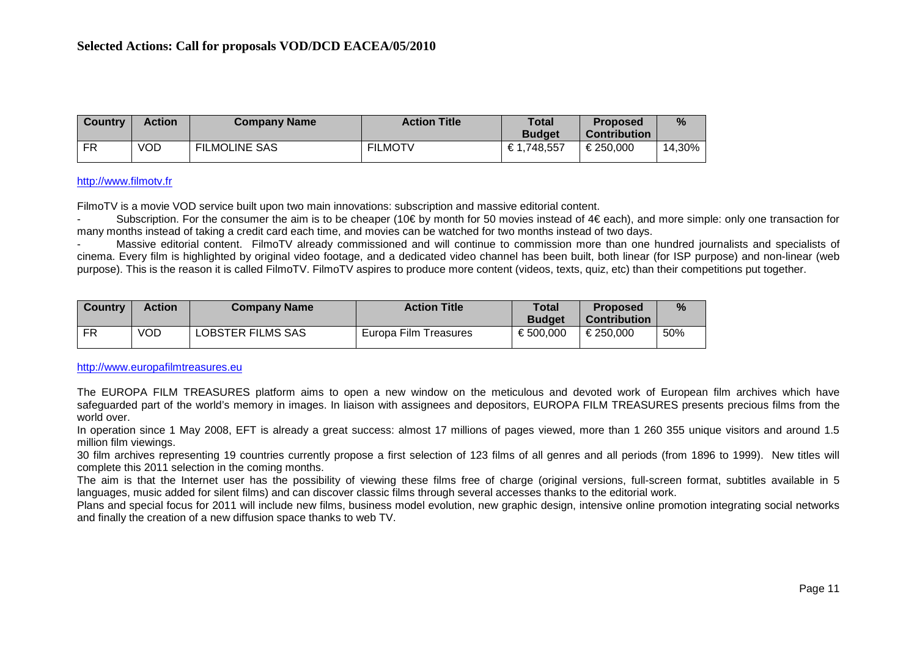**Selected Actions: Call for proposals VOD/DCD EACEA/05/2010**

| Country | Action | Company Name | Action Title | Total Budget | Proposed Contribution | % |
|---|---|---|---|---|---|---|
| FR | VOD | FILMOLINE SAS | FILMOTV | € 1,748,557 | € 250,000 | 14,30% |

http://www.filmotv.fr

FilmoTV is a movie VOD service built upon two main innovations: subscription and massive editorial content.

- Subscription. For the consumer the aim is to be cheaper (10€ by month for 50 movies instead of 4€ each), and more simple: only one transaction for many months instead of taking a credit card each time, and movies can be watched for two months instead of two days.
- Massive editorial content. FilmoTV already commissioned and will continue to commission more than one hundred journalists and specialists of cinema. Every film is highlighted by original video footage, and a dedicated video channel has been built, both linear (for ISP purpose) and non-linear (web purpose). This is the reason it is called FilmoTV. FilmoTV aspires to produce more content (videos, texts, quiz, etc) than their competitions put together.

| Country | Action | Company Name | Action Title | Total Budget | Proposed Contribution | % |
|---|---|---|---|---|---|---|
| FR | VOD | LOBSTER FILMS SAS | Europa Film Treasures | € 500,000 | € 250,000 | 50% |

http://www.europafilmtreasures.eu

The EUROPA FILM TREASURES platform aims to open a new window on the meticulous and devoted work of European film archives which have safeguarded part of the world's memory in images. In liaison with assignees and depositors, EUROPA FILM TREASURES presents precious films from the world over.

In operation since 1 May 2008, EFT is already a great success: almost 17 millions of pages viewed, more than 1 260 355 unique visitors and around 1.5 million film viewings.

30 film archives representing 19 countries currently propose a first selection of 123 films of all genres and all periods (from 1896 to 1999). New titles will complete this 2011 selection in the coming months.

The aim is that the Internet user has the possibility of viewing these films free of charge (original versions, full-screen format, subtitles available in 5 languages, music added for silent films) and can discover classic films through several accesses thanks to the editorial work.

Plans and special focus for 2011 will include new films, business model evolution, new graphic design, intensive online promotion integrating social networks and finally the creation of a new diffusion space thanks to web TV.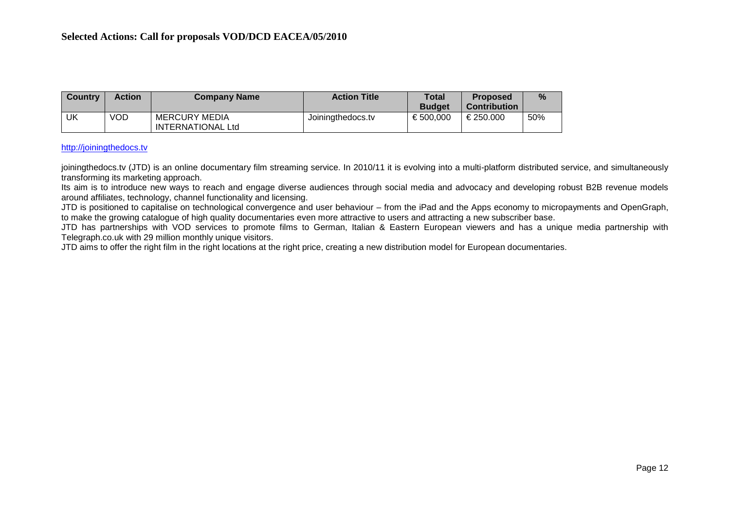## Selected Actions: Call for proposals VOD/DCD EACEA/05/2010

| Country | Action | Company Name | Action Title | Total Budget | Proposed Contribution | % |
|---|---|---|---|---|---|---|
| UK | VOD | MERCURY MEDIA INTERNATIONAL Ltd | Joiningthedocs.tv | € 500,000 | € 250.000 | 50% |

http://joiningthedocs.tv

joiningthedocs.tv (JTD) is an online documentary film streaming service. In 2010/11 it is evolving into a multi-platform distributed service, and simultaneously transforming its marketing approach.

Its aim is to introduce new ways to reach and engage diverse audiences through social media and advocacy and developing robust B2B revenue models around affiliates, technology, channel functionality and licensing.

JTD is positioned to capitalise on technological convergence and user behaviour – from the iPad and the Apps economy to micropayments and OpenGraph, to make the growing catalogue of high quality documentaries even more attractive to users and attracting a new subscriber base.

JTD has partnerships with VOD services to promote films to German, Italian & Eastern European viewers and has a unique media partnership with Telegraph.co.uk with 29 million monthly unique visitors.

JTD aims to offer the right film in the right locations at the right price, creating a new distribution model for European documentaries.